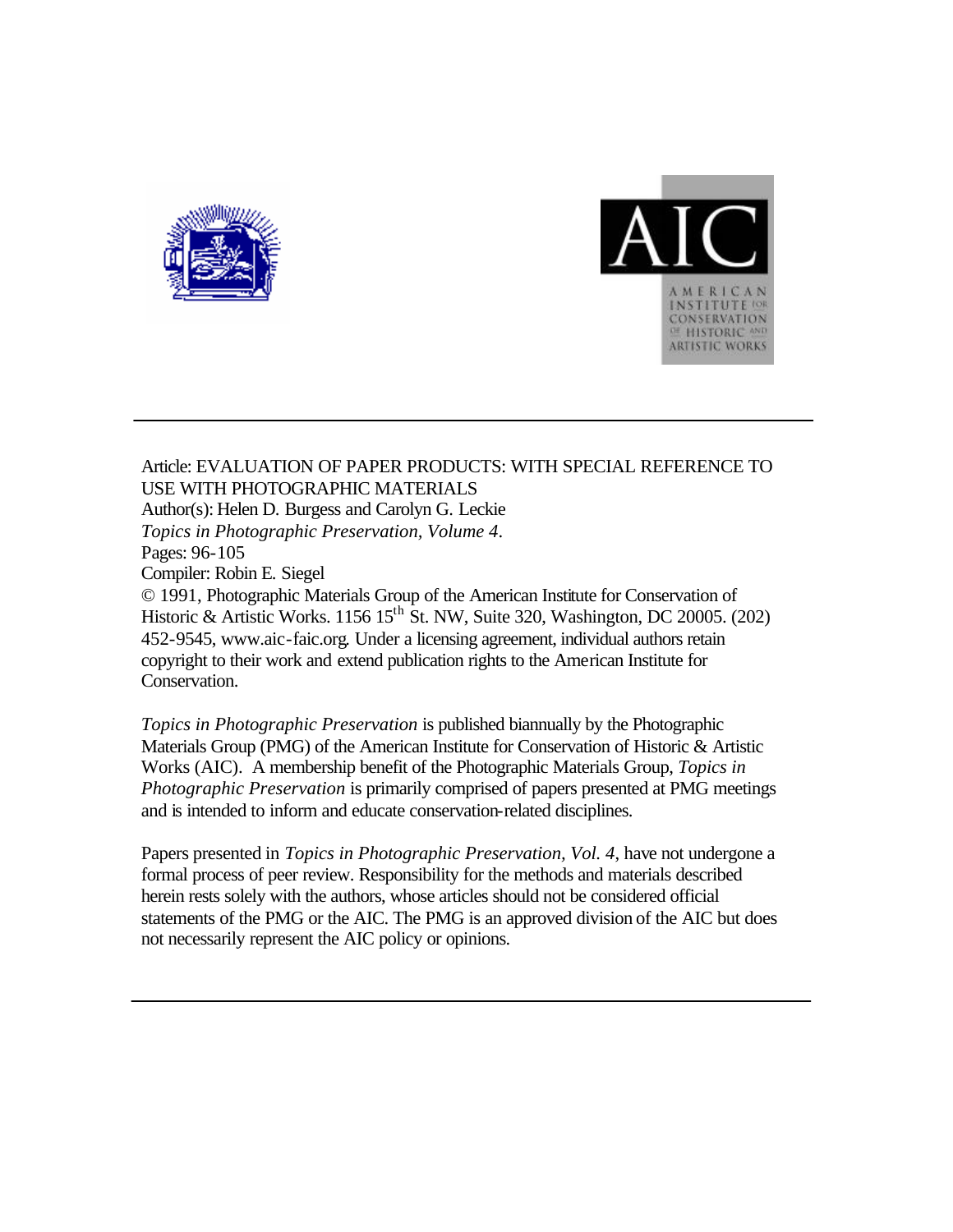Article: EVALUATION OF PAPER PRODUCTS: WITH SPECIAL REFERENCE TO USE WITH PHOTOGRAPHIC MATERIALS
Author(s): Helen D. Burgess and Carolyn G. Leckie
*Topics in Photographic Preservation, Volume 4*.
Pages: 96-105
Compiler: Robin E. Siegel
© 1991, Photographic Materials Group of the American Institute for Conservation of Historic & Artistic Works. 1156 15th St. NW, Suite 320, Washington, DC 20005. (202) 452-9545, www.aic-faic.org. Under a licensing agreement, individual authors retain copyright to their work and extend publication rights to the American Institute for Conservation.

*Topics in Photographic Preservation* is published biannually by the Photographic Materials Group (PMG) of the American Institute for Conservation of Historic & Artistic Works (AIC). A membership benefit of the Photographic Materials Group, *Topics in Photographic Preservation* is primarily comprised of papers presented at PMG meetings and is intended to inform and educate conservation-related disciplines.

Papers presented in *Topics in Photographic Preservation, Vol. 4*, have not undergone a formal process of peer review. Responsibility for the methods and materials described herein rests solely with the authors, whose articles should not be considered official statements of the PMG or the AIC. The PMG is an approved division of the AIC but does not necessarily represent the AIC policy or opinions.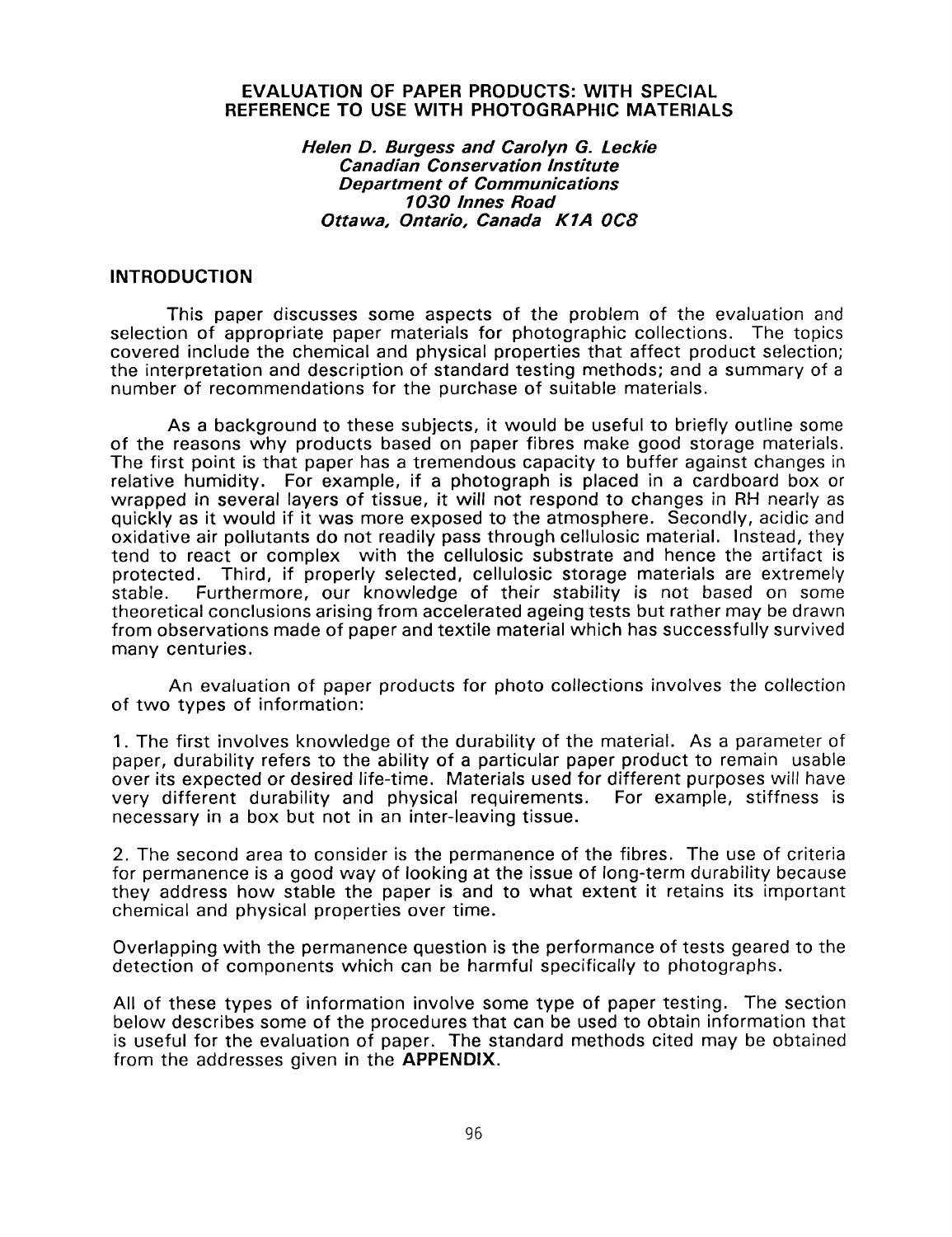# EVALUATION OF PAPER PRODUCTS: WITH SPECIAL REFERENCE TO USE WITH PHOTOGRAPHIC MATERIALS

***Helen D. Burgess and Carolyn G. Leckie***
***Canadian Conservation Institute***
***Department of Communications***
***1030 Innes Road***
***Ottawa, Ontario, Canada K1A 0C8***

## INTRODUCTION

This paper discusses some aspects of the problem of the evaluation and selection of appropriate paper materials for photographic collections. The topics covered include the chemical and physical properties that affect product selection; the interpretation and description of standard testing methods; and a summary of a number of recommendations for the purchase of suitable materials.

As a background to these subjects, it would be useful to briefly outline some of the reasons why products based on paper fibres make good storage materials. The first point is that paper has a tremendous capacity to buffer against changes in relative humidity. For example, if a photograph is placed in a cardboard box or wrapped in several layers of tissue, it will not respond to changes in RH nearly as quickly as it would if it was more exposed to the atmosphere. Secondly, acidic and oxidative air pollutants do not readily pass through cellulosic material. Instead, they tend to react or complex with the cellulosic substrate and hence the artifact is protected. Third, if properly selected, cellulosic storage materials are extremely stable. Furthermore, our knowledge of their stability is not based on some theoretical conclusions arising from accelerated ageing tests but rather may be drawn from observations made of paper and textile material which has successfully survived many centuries.

An evaluation of paper products for photo collections involves the collection of two types of information:

1. The first involves knowledge of the durability of the material. As a parameter of paper, durability refers to the ability of a particular paper product to remain usable over its expected or desired life-time. Materials used for different purposes will have very different durability and physical requirements. For example, stiffness is necessary in a box but not in an inter-leaving tissue.

2. The second area to consider is the permanence of the fibres. The use of criteria for permanence is a good way of looking at the issue of long-term durability because they address how stable the paper is and to what extent it retains its important chemical and physical properties over time.

Overlapping with the permanence question is the performance of tests geared to the detection of components which can be harmful specifically to photographs.

All of these types of information involve some type of paper testing. The section below describes some of the procedures that can be used to obtain information that is useful for the evaluation of paper. The standard methods cited may be obtained from the addresses given in the **APPENDIX**.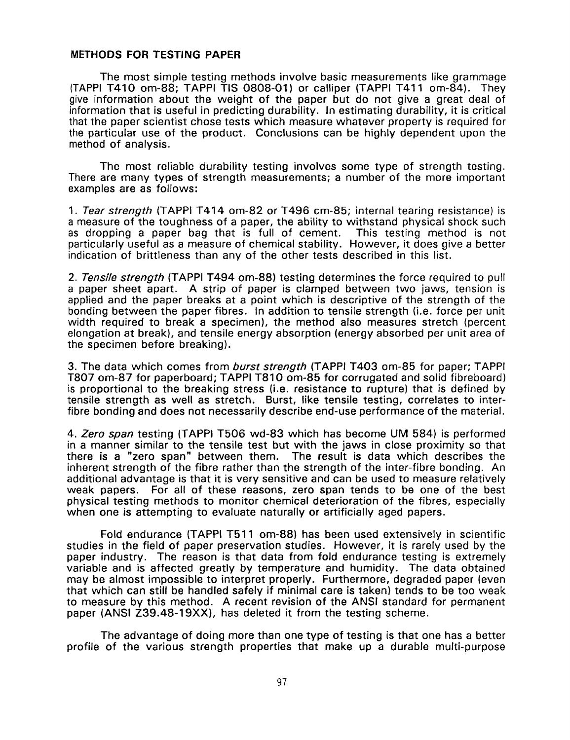## METHODS FOR TESTING PAPER

The most simple testing methods involve basic measurements like grammage (TAPPI T410 om-88; TAPPI TIS 0808-01) or calliper (TAPPI T411 om-84). They give information about the weight of the paper but do not give a great deal of information that is useful in predicting durability. In estimating durability, it is critical that the paper scientist chose tests which measure whatever property is required for the particular use of the product. Conclusions can be highly dependent upon the method of analysis.

The most reliable durability testing involves some type of strength testing. There are many types of strength measurements; a number of the more important examples are as follows:

1. *Tear strength* (TAPPI T414 om-82 or T496 cm-85; internal tearing resistance) is a measure of the toughness of a paper, the ability to withstand physical shock such as dropping a paper bag that is full of cement. This testing method is not particularly useful as a measure of chemical stability. However, it does give a better indication of brittleness than any of the other tests described in this list.

2. *Tensile strength* (TAPPI T494 om-88) testing determines the force required to pull a paper sheet apart. A strip of paper is clamped between two jaws, tension is applied and the paper breaks at a point which is descriptive of the strength of the bonding between the paper fibres. In addition to tensile strength (i.e. force per unit width required to break a specimen), the method also measures stretch (percent elongation at break), and tensile energy absorption (energy absorbed per unit area of the specimen before breaking).

3. The data which comes from *burst strength* (TAPPI T403 om-85 for paper; TAPPI T807 om-87 for paperboard; TAPPI T810 om-85 for corrugated and solid fibreboard) is proportional to the breaking stress (i.e. resistance to rupture) that is defined by tensile strength as well as stretch. Burst, like tensile testing, correlates to inter-fibre bonding and does not necessarily describe end-use performance of the material.

4. *Zero span* testing (TAPPI T506 wd-83 which has become UM 584) is performed in a manner similar to the tensile test but with the jaws in close proximity so that there is a "zero span" between them. The result is data which describes the inherent strength of the fibre rather than the strength of the inter-fibre bonding. An additional advantage is that it is very sensitive and can be used to measure relatively weak papers. For all of these reasons, zero span tends to be one of the best physical testing methods to monitor chemical deterioration of the fibres, especially when one is attempting to evaluate naturally or artificially aged papers.

Fold endurance (TAPPI T511 om-88) has been used extensively in scientific studies in the field of paper preservation studies. However, it is rarely used by the paper industry. The reason is that data from fold endurance testing is extremely variable and is affected greatly by temperature and humidity. The data obtained may be almost impossible to interpret properly. Furthermore, degraded paper (even that which can still be handled safely if minimal care is taken) tends to be too weak to measure by this method. A recent revision of the ANSI standard for permanent paper (ANSI Z39.48-19XX), has deleted it from the testing scheme.

The advantage of doing more than one type of testing is that one has a better profile of the various strength properties that make up a durable multi-purpose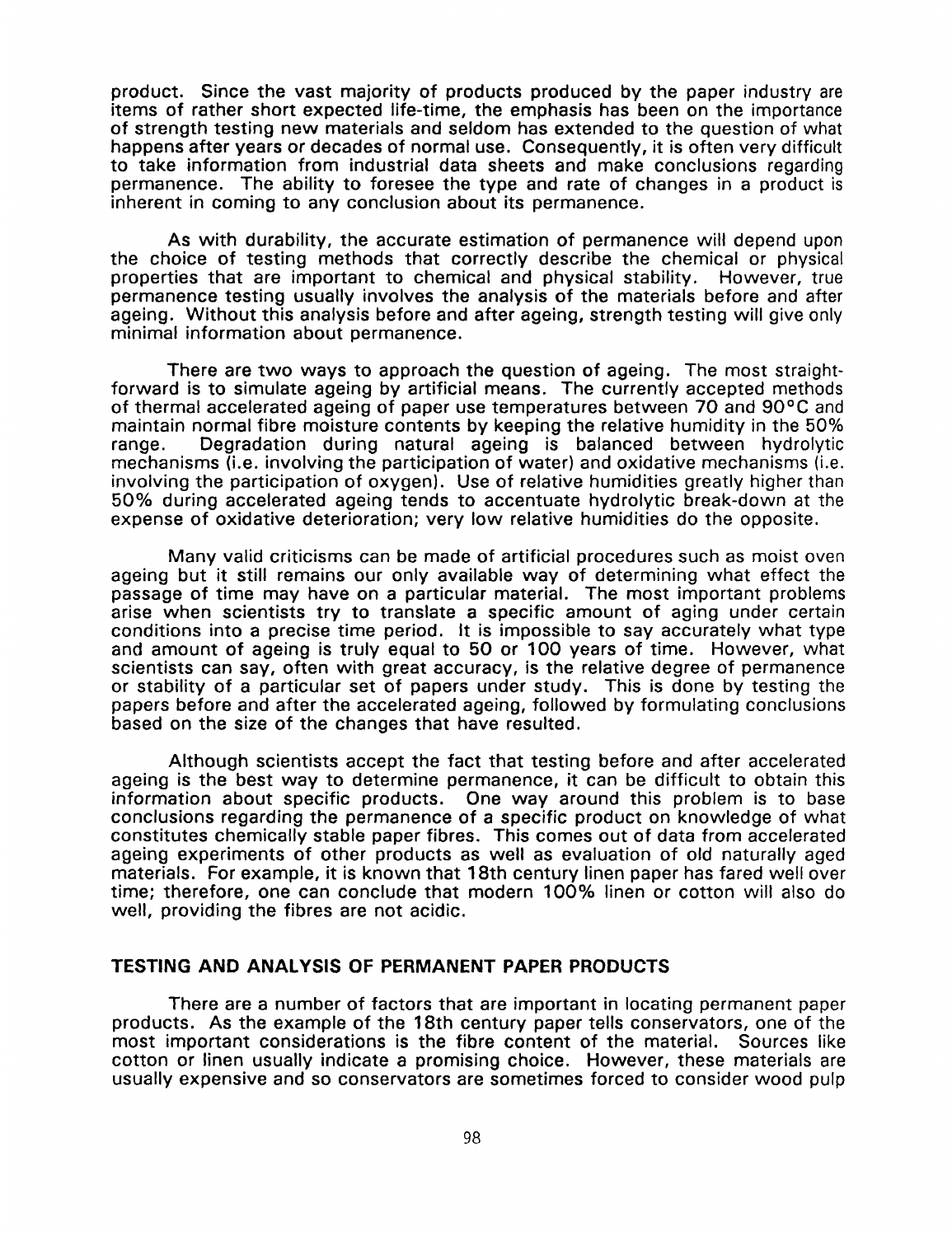product. Since the vast majority of products produced by the paper industry are items of rather short expected life-time, the emphasis has been on the importance of strength testing new materials and seldom has extended to the question of what happens after years or decades of normal use. Consequently, it is often very difficult to take information from industrial data sheets and make conclusions regarding permanence. The ability to foresee the type and rate of changes in a product is inherent in coming to any conclusion about its permanence.

As with durability, the accurate estimation of permanence will depend upon the choice of testing methods that correctly describe the chemical or physical properties that are important to chemical and physical stability. However, true permanence testing usually involves the analysis of the materials before and after ageing. Without this analysis before and after ageing, strength testing will give only minimal information about permanence.

There are two ways to approach the question of ageing. The most straight-forward is to simulate ageing by artificial means. The currently accepted methods of thermal accelerated ageing of paper use temperatures between 70 and 90°C and maintain normal fibre moisture contents by keeping the relative humidity in the 50% range. Degradation during natural ageing is balanced between hydrolytic mechanisms (i.e. involving the participation of water) and oxidative mechanisms (i.e. involving the participation of oxygen). Use of relative humidities greatly higher than 50% during accelerated ageing tends to accentuate hydrolytic break-down at the expense of oxidative deterioration; very low relative humidities do the opposite.

Many valid criticisms can be made of artificial procedures such as moist oven ageing but it still remains our only available way of determining what effect the passage of time may have on a particular material. The most important problems arise when scientists try to translate a specific amount of aging under certain conditions into a precise time period. It is impossible to say accurately what type and amount of ageing is truly equal to 50 or 100 years of time. However, what scientists can say, often with great accuracy, is the relative degree of permanence or stability of a particular set of papers under study. This is done by testing the papers before and after the accelerated ageing, followed by formulating conclusions based on the size of the changes that have resulted.

Although scientists accept the fact that testing before and after accelerated ageing is the best way to determine permanence, it can be difficult to obtain this information about specific products. One way around this problem is to base conclusions regarding the permanence of a specific product on knowledge of what constitutes chemically stable paper fibres. This comes out of data from accelerated ageing experiments of other products as well as evaluation of old naturally aged materials. For example, it is known that 18th century linen paper has fared well over time; therefore, one can conclude that modern 100% linen or cotton will also do well, providing the fibres are not acidic.

## TESTING AND ANALYSIS OF PERMANENT PAPER PRODUCTS

There are a number of factors that are important in locating permanent paper products. As the example of the 18th century paper tells conservators, one of the most important considerations is the fibre content of the material. Sources like cotton or linen usually indicate a promising choice. However, these materials are usually expensive and so conservators are sometimes forced to consider wood pulp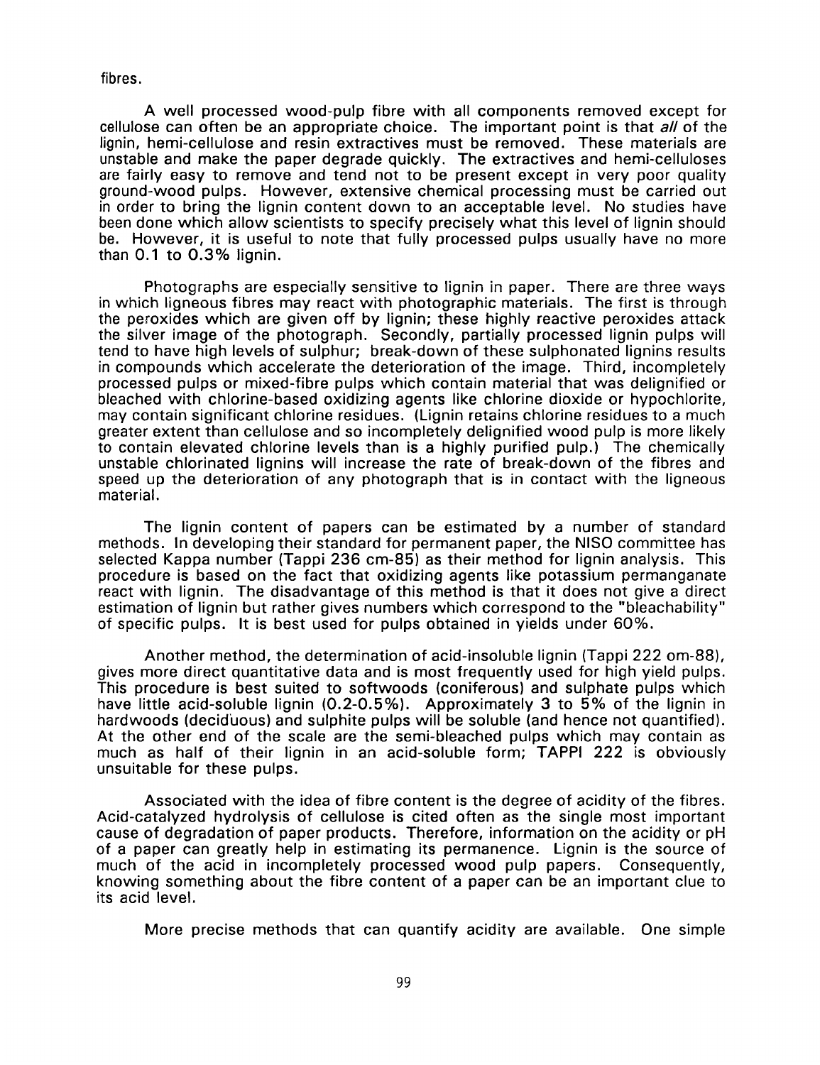fibres.

A well processed wood-pulp fibre with all components removed except for cellulose can often be an appropriate choice. The important point is that *all* of the lignin, hemi-cellulose and resin extractives must be removed. These materials are unstable and make the paper degrade quickly. The extractives and hemi-celluloses are fairly easy to remove and tend not to be present except in very poor quality ground-wood pulps. However, extensive chemical processing must be carried out in order to bring the lignin content down to an acceptable level. No studies have been done which allow scientists to specify precisely what this level of lignin should be. However, it is useful to note that fully processed pulps usually have no more than 0.1 to 0.3% lignin.

Photographs are especially sensitive to lignin in paper. There are three ways in which ligneous fibres may react with photographic materials. The first is through the peroxides which are given off by lignin; these highly reactive peroxides attack the silver image of the photograph. Secondly, partially processed lignin pulps will tend to have high levels of sulphur; break-down of these sulphonated lignins results in compounds which accelerate the deterioration of the image. Third, incompletely processed pulps or mixed-fibre pulps which contain material that was delignified or bleached with chlorine-based oxidizing agents like chlorine dioxide or hypochlorite, may contain significant chlorine residues. (Lignin retains chlorine residues to a much greater extent than cellulose and so incompletely delignified wood pulp is more likely to contain elevated chlorine levels than is a highly purified pulp.) The chemically unstable chlorinated lignins will increase the rate of break-down of the fibres and speed up the deterioration of any photograph that is in contact with the ligneous material.

The lignin content of papers can be estimated by a number of standard methods. In developing their standard for permanent paper, the NISO committee has selected Kappa number (Tappi 236 cm-85) as their method for lignin analysis. This procedure is based on the fact that oxidizing agents like potassium permanganate react with lignin. The disadvantage of this method is that it does not give a direct estimation of lignin but rather gives numbers which correspond to the "bleachability" of specific pulps. It is best used for pulps obtained in yields under 60%.

Another method, the determination of acid-insoluble lignin (Tappi 222 om-88), gives more direct quantitative data and is most frequently used for high yield pulps. This procedure is best suited to softwoods (coniferous) and sulphate pulps which have little acid-soluble lignin (0.2-0.5%). Approximately 3 to 5% of the lignin in hardwoods (deciduous) and sulphite pulps will be soluble (and hence not quantified). At the other end of the scale are the semi-bleached pulps which may contain as much as half of their lignin in an acid-soluble form; TAPPI 222 is obviously unsuitable for these pulps.

Associated with the idea of fibre content is the degree of acidity of the fibres. Acid-catalyzed hydrolysis of cellulose is cited often as the single most important cause of degradation of paper products. Therefore, information on the acidity or pH of a paper can greatly help in estimating its permanence. Lignin is the source of much of the acid in incompletely processed wood pulp papers. Consequently, knowing something about the fibre content of a paper can be an important clue to its acid level.

More precise methods that can quantify acidity are available. One simple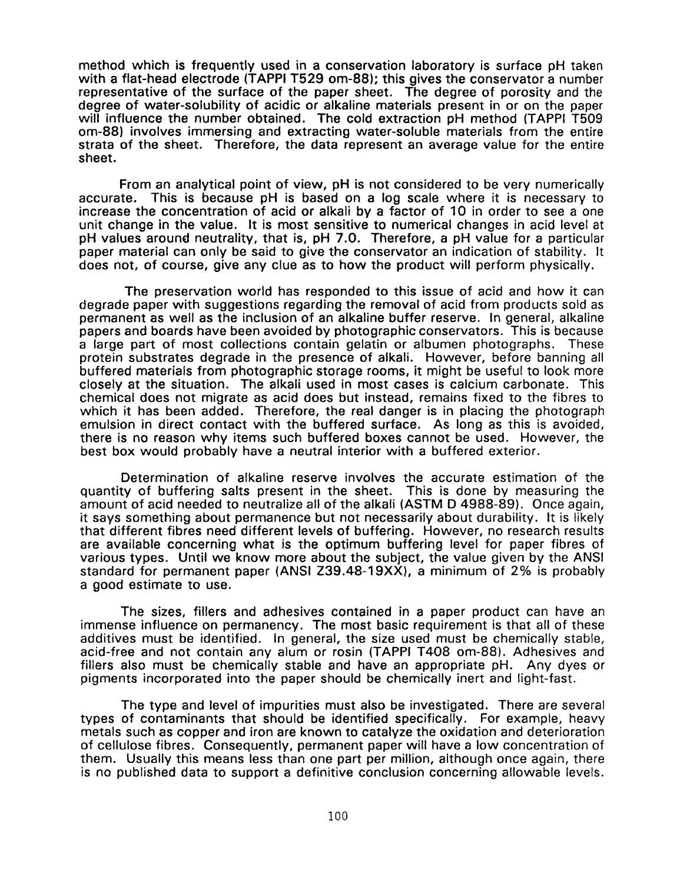method which is frequently used in a conservation laboratory is surface pH taken with a flat-head electrode (TAPPI T529 om-88); this gives the conservator a number representative of the surface of the paper sheet. The degree of porosity and the degree of water-solubility of acidic or alkaline materials present in or on the paper will influence the number obtained. The cold extraction pH method (TAPPI T509 om-88) involves immersing and extracting water-soluble materials from the entire strata of the sheet. Therefore, the data represent an average value for the entire sheet.

From an analytical point of view, pH is not considered to be very numerically accurate. This is because pH is based on a log scale where it is necessary to increase the concentration of acid or alkali by a factor of 10 in order to see a one unit change in the value. It is most sensitive to numerical changes in acid level at pH values around neutrality, that is, pH 7.0. Therefore, a pH value for a particular paper material can only be said to give the conservator an indication of stability. It does not, of course, give any clue as to how the product will perform physically.

The preservation world has responded to this issue of acid and how it can degrade paper with suggestions regarding the removal of acid from products sold as permanent as well as the inclusion of an alkaline buffer reserve. In general, alkaline papers and boards have been avoided by photographic conservators. This is because a large part of most collections contain gelatin or albumen photographs. These protein substrates degrade in the presence of alkali. However, before banning all buffered materials from photographic storage rooms, it might be useful to look more closely at the situation. The alkali used in most cases is calcium carbonate. This chemical does not migrate as acid does but instead, remains fixed to the fibres to which it has been added. Therefore, the real danger is in placing the photograph emulsion in direct contact with the buffered surface. As long as this is avoided, there is no reason why items such buffered boxes cannot be used. However, the best box would probably have a neutral interior with a buffered exterior.

Determination of alkaline reserve involves the accurate estimation of the quantity of buffering salts present in the sheet. This is done by measuring the amount of acid needed to neutralize all of the alkali (ASTM D 4988-89). Once again, it says something about permanence but not necessarily about durability. It is likely that different fibres need different levels of buffering. However, no research results are available concerning what is the optimum buffering level for paper fibres of various types. Until we know more about the subject, the value given by the ANSI standard for permanent paper (ANSI Z39.48-19XX), a minimum of 2% is probably a good estimate to use.

The sizes, fillers and adhesives contained in a paper product can have an immense influence on permanency. The most basic requirement is that all of these additives must be identified. In general, the size used must be chemically stable, acid-free and not contain any alum or rosin (TAPPI T408 om-88). Adhesives and fillers also must be chemically stable and have an appropriate pH. Any dyes or pigments incorporated into the paper should be chemically inert and light-fast.

The type and level of impurities must also be investigated. There are several types of contaminants that should be identified specifically. For example, heavy metals such as copper and iron are known to catalyze the oxidation and deterioration of cellulose fibres. Consequently, permanent paper will have a low concentration of them. Usually this means less than one part per million, although once again, there is no published data to support a definitive conclusion concerning allowable levels.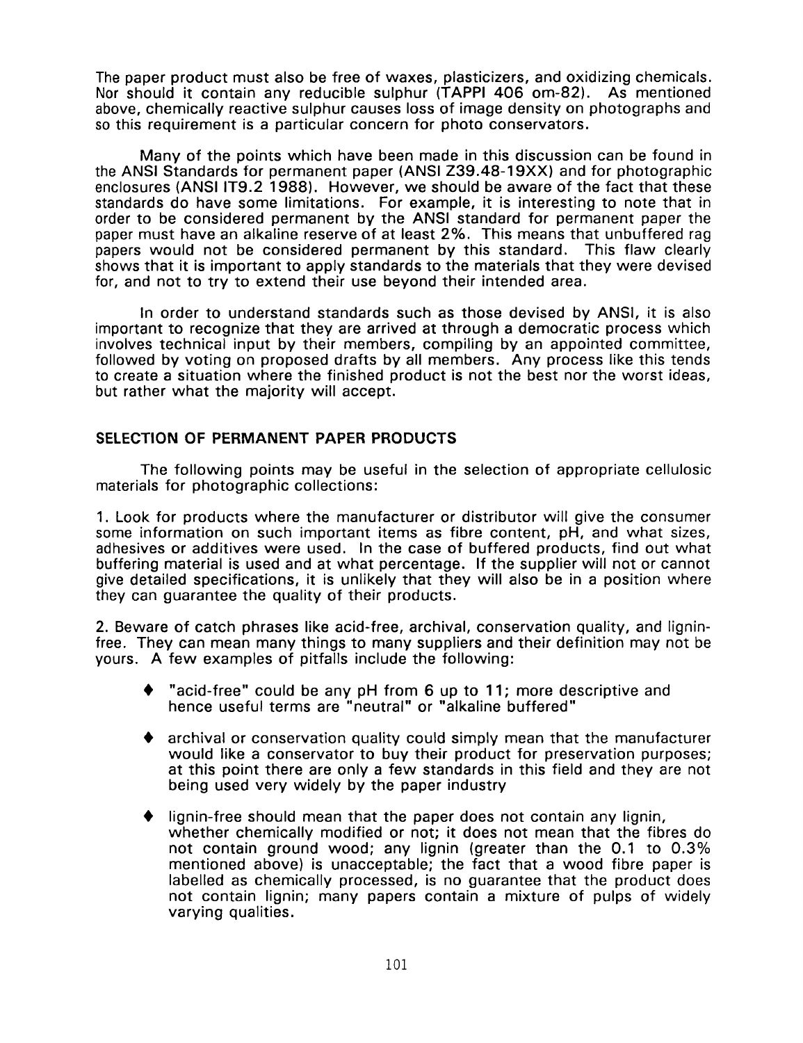The paper product must also be free of waxes, plasticizers, and oxidizing chemicals. Nor should it contain any reducible sulphur (TAPPI 406 om-82). As mentioned above, chemically reactive sulphur causes loss of image density on photographs and so this requirement is a particular concern for photo conservators.

Many of the points which have been made in this discussion can be found in the ANSI Standards for permanent paper (ANSI Z39.48-19XX) and for photographic enclosures (ANSI IT9.2 1988). However, we should be aware of the fact that these standards do have some limitations. For example, it is interesting to note that in order to be considered permanent by the ANSI standard for permanent paper the paper must have an alkaline reserve of at least 2%. This means that unbuffered rag papers would not be considered permanent by this standard. This flaw clearly shows that it is important to apply standards to the materials that they were devised for, and not to try to extend their use beyond their intended area.

In order to understand standards such as those devised by ANSI, it is also important to recognize that they are arrived at through a democratic process which involves technical input by their members, compiling by an appointed committee, followed by voting on proposed drafts by all members. Any process like this tends to create a situation where the finished product is not the best nor the worst ideas, but rather what the majority will accept.

## SELECTION OF PERMANENT PAPER PRODUCTS

The following points may be useful in the selection of appropriate cellulosic materials for photographic collections:

1. Look for products where the manufacturer or distributor will give the consumer some information on such important items as fibre content, pH, and what sizes, adhesives or additives were used. In the case of buffered products, find out what buffering material is used and at what percentage. If the supplier will not or cannot give detailed specifications, it is unlikely that they will also be in a position where they can guarantee the quality of their products.

2. Beware of catch phrases like acid-free, archival, conservation quality, and lignin-free. They can mean many things to many suppliers and their definition may not be yours. A few examples of pitfalls include the following:

- "acid-free" could be any pH from 6 up to 11; more descriptive and hence useful terms are "neutral" or "alkaline buffered"
- archival or conservation quality could simply mean that the manufacturer would like a conservator to buy their product for preservation purposes; at this point there are only a few standards in this field and they are not being used very widely by the paper industry
- lignin-free should mean that the paper does not contain any lignin, whether chemically modified or not; it does not mean that the fibres do not contain ground wood; any lignin (greater than the 0.1 to 0.3% mentioned above) is unacceptable; the fact that a wood fibre paper is labelled as chemically processed, is no guarantee that the product does not contain lignin; many papers contain a mixture of pulps of widely varying qualities.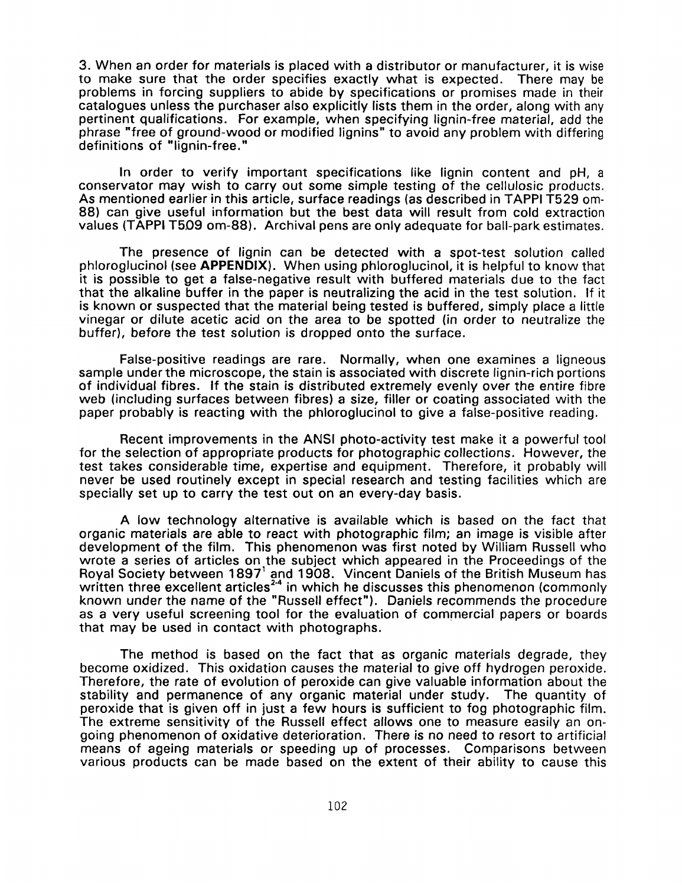3. When an order for materials is placed with a distributor or manufacturer, it is wise to make sure that the order specifies exactly what is expected. There may be problems in forcing suppliers to abide by specifications or promises made in their catalogues unless the purchaser also explicitly lists them in the order, along with any pertinent qualifications. For example, when specifying lignin-free material, add the phrase "free of ground-wood or modified lignins" to avoid any problem with differing definitions of "lignin-free."

In order to verify important specifications like lignin content and pH, a conservator may wish to carry out some simple testing of the cellulosic products. As mentioned earlier in this article, surface readings (as described in TAPPI T529 om-88) can give useful information but the best data will result from cold extraction values (TAPPI T509 om-88). Archival pens are only adequate for ball-park estimates.

The presence of lignin can be detected with a spot-test solution called phloroglucinol (see **APPENDIX**). When using phloroglucinol, it is helpful to know that it is possible to get a false-negative result with buffered materials due to the fact that the alkaline buffer in the paper is neutralizing the acid in the test solution. If it is known or suspected that the material being tested is buffered, simply place a little vinegar or dilute acetic acid on the area to be spotted (in order to neutralize the buffer), before the test solution is dropped onto the surface.

False-positive readings are rare. Normally, when one examines a ligneous sample under the microscope, the stain is associated with discrete lignin-rich portions of individual fibres. If the stain is distributed extremely evenly over the entire fibre web (including surfaces between fibres) a size, filler or coating associated with the paper probably is reacting with the phloroglucinol to give a false-positive reading.

Recent improvements in the ANSI photo-activity test make it a powerful tool for the selection of appropriate products for photographic collections. However, the test takes considerable time, expertise and equipment. Therefore, it probably will never be used routinely except in special research and testing facilities which are specially set up to carry the test out on an every-day basis.

A low technology alternative is available which is based on the fact that organic materials are able to react with photographic film; an image is visible after development of the film. This phenomenon was first noted by William Russell who wrote a series of articles on the subject which appeared in the Proceedings of the Royal Society between 1897[1] and 1908. Vincent Daniels of the British Museum has written three excellent articles[2-4] in which he discusses this phenomenon (commonly known under the name of the "Russell effect"). Daniels recommends the procedure as a very useful screening tool for the evaluation of commercial papers or boards that may be used in contact with photographs.

The method is based on the fact that as organic materials degrade, they become oxidized. This oxidation causes the material to give off hydrogen peroxide. Therefore, the rate of evolution of peroxide can give valuable information about the stability and permanence of any organic material under study. The quantity of peroxide that is given off in just a few hours is sufficient to fog photographic film. The extreme sensitivity of the Russell effect allows one to measure easily an on-going phenomenon of oxidative deterioration. There is no need to resort to artificial means of ageing materials or speeding up of processes. Comparisons between various products can be made based on the extent of their ability to cause this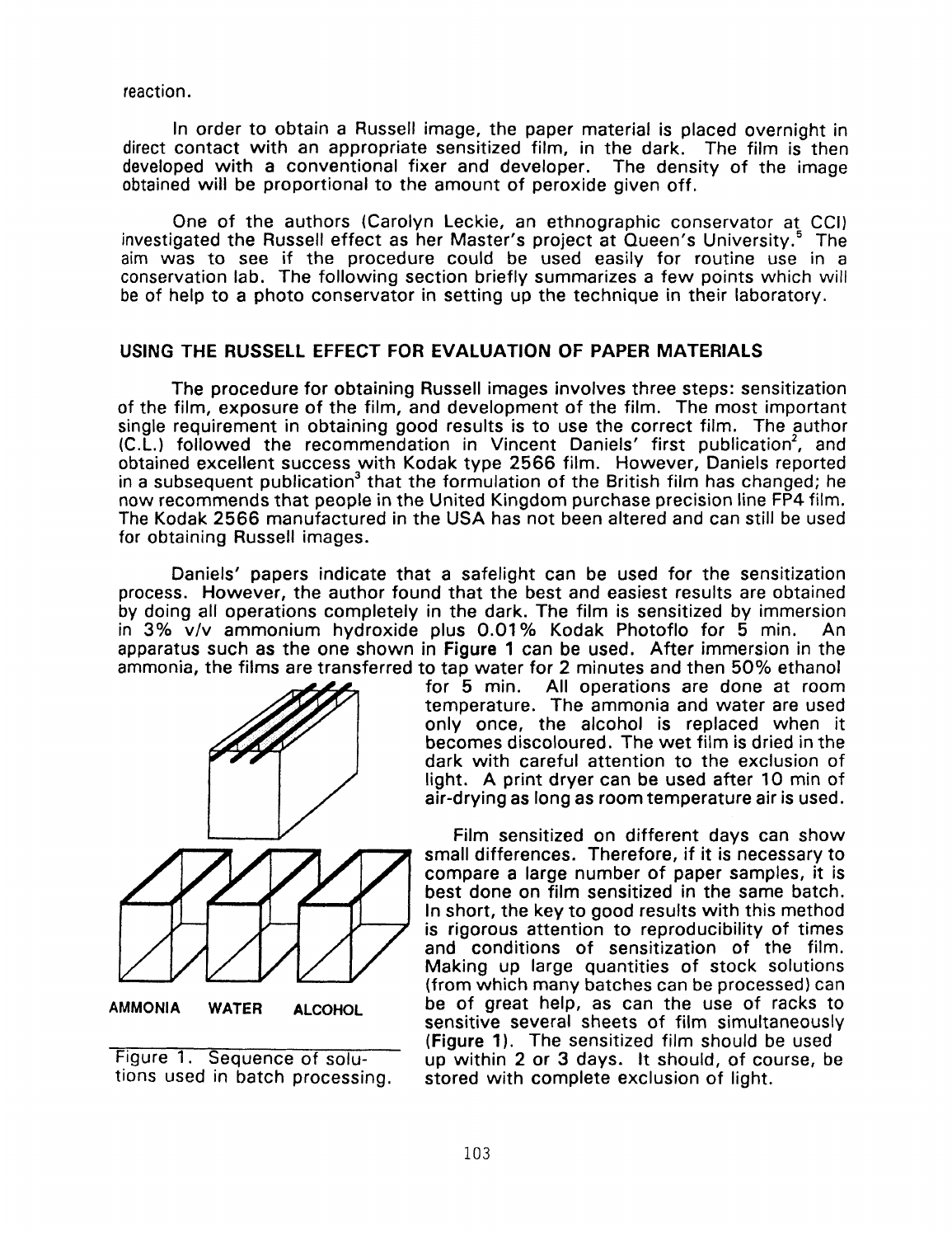reaction.

In order to obtain a Russell image, the paper material is placed overnight in direct contact with an appropriate sensitized film, in the dark. The film is then developed with a conventional fixer and developer. The density of the image obtained will be proportional to the amount of peroxide given off.

One of the authors (Carolyn Leckie, an ethnographic conservator at CCI) investigated the Russell effect as her Master's project at Queen's University.[5] The aim was to see if the procedure could be used easily for routine use in a conservation lab. The following section briefly summarizes a few points which will be of help to a photo conservator in setting up the technique in their laboratory.

## USING THE RUSSELL EFFECT FOR EVALUATION OF PAPER MATERIALS

The procedure for obtaining Russell images involves three steps: sensitization of the film, exposure of the film, and development of the film. The most important single requirement in obtaining good results is to use the correct film. The author (C.L.) followed the recommendation in Vincent Daniels' first publication[2], and obtained excellent success with Kodak type 2566 film. However, Daniels reported in a subsequent publication[3] that the formulation of the British film has changed; he now recommends that people in the United Kingdom purchase precision line FP4 film. The Kodak 2566 manufactured in the USA has not been altered and can still be used for obtaining Russell images.

Daniels' papers indicate that a safelight can be used for the sensitization process. However, the author found that the best and easiest results are obtained by doing all operations completely in the dark. The film is sensitized by immersion in 3% v/v ammonium hydroxide plus 0.01% Kodak Photoflo for 5 min. An apparatus such as the one shown in **Figure 1** can be used. After immersion in the ammonia, the films are transferred to tap water for 2 minutes and then 50% ethanol for 5 min. All operations are done at room temperature. The ammonia and water are used only once, the alcohol is replaced when it becomes discoloured. The wet film is dried in the dark with careful attention to the exclusion of light. A print dryer can be used after 10 min of air-drying as long as room temperature air is used.

AMMONIA WATER ALCOHOL

Figure 1. Sequence of solutions used in batch processing.

Film sensitized on different days can show small differences. Therefore, if it is necessary to compare a large number of paper samples, it is best done on film sensitized in the same batch. In short, the key to good results with this method is rigorous attention to reproducibility of times and conditions of sensitization of the film. Making up large quantities of stock solutions (from which many batches can be processed) can be of great help, as can the use of racks to sensitive several sheets of film simultaneously (**Figure 1**). The sensitized film should be used up within 2 or 3 days. It should, of course, be stored with complete exclusion of light.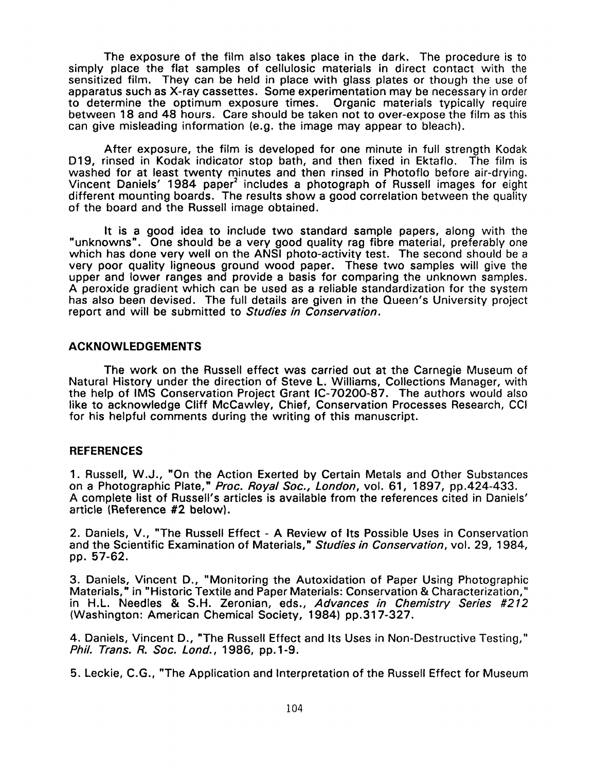The exposure of the film also takes place in the dark. The procedure is to simply place the flat samples of cellulosic materials in direct contact with the sensitized film. They can be held in place with glass plates or though the use of apparatus such as X-ray cassettes. Some experimentation may be necessary in order to determine the optimum exposure times. Organic materials typically require between 18 and 48 hours. Care should be taken not to over-expose the film as this can give misleading information (e.g. the image may appear to bleach).

After exposure, the film is developed for one minute in full strength Kodak D19, rinsed in Kodak indicator stop bath, and then fixed in Ektaflo. The film is washed for at least twenty minutes and then rinsed in Photoflo before air-drying. Vincent Daniels' 1984 paper[2] includes a photograph of Russell images for eight different mounting boards. The results show a good correlation between the quality of the board and the Russell image obtained.

It is a good idea to include two standard sample papers, along with the "unknowns". One should be a very good quality rag fibre material, preferably one which has done very well on the ANSI photo-activity test. The second should be a very poor quality ligneous ground wood paper. These two samples will give the upper and lower ranges and provide a basis for comparing the unknown samples. A peroxide gradient which can be used as a reliable standardization for the system has also been devised. The full details are given in the Queen's University project report and will be submitted to *Studies in Conservation*.

## ACKNOWLEDGEMENTS

The work on the Russell effect was carried out at the Carnegie Museum of Natural History under the direction of Steve L. Williams, Collections Manager, with the help of IMS Conservation Project Grant IC-70200-87. The authors would also like to acknowledge Cliff McCawley, Chief, Conservation Processes Research, CCI for his helpful comments during the writing of this manuscript.

## REFERENCES

1. Russell, W.J., "On the Action Exerted by Certain Metals and Other Substances on a Photographic Plate," *Proc. Royal Soc., London*, vol. 61, 1897, pp.424-433. A complete list of Russell's articles is available from the references cited in Daniels' article (Reference #2 below).

2. Daniels, V., "The Russell Effect - A Review of Its Possible Uses in Conservation and the Scientific Examination of Materials," *Studies in Conservation*, vol. 29, 1984, pp. 57-62.

3. Daniels, Vincent D., "Monitoring the Autoxidation of Paper Using Photographic Materials," in "Historic Textile and Paper Materials: Conservation & Characterization," in H.L. Needles & S.H. Zeronian, eds., *Advances in Chemistry Series #212* (Washington: American Chemical Society, 1984) pp.317-327.

4. Daniels, Vincent D., "The Russell Effect and Its Uses in Non-Destructive Testing," *Phil. Trans. R. Soc. Lond.*, 1986, pp.1-9.

5. Leckie, C.G., "The Application and Interpretation of the Russell Effect for Museum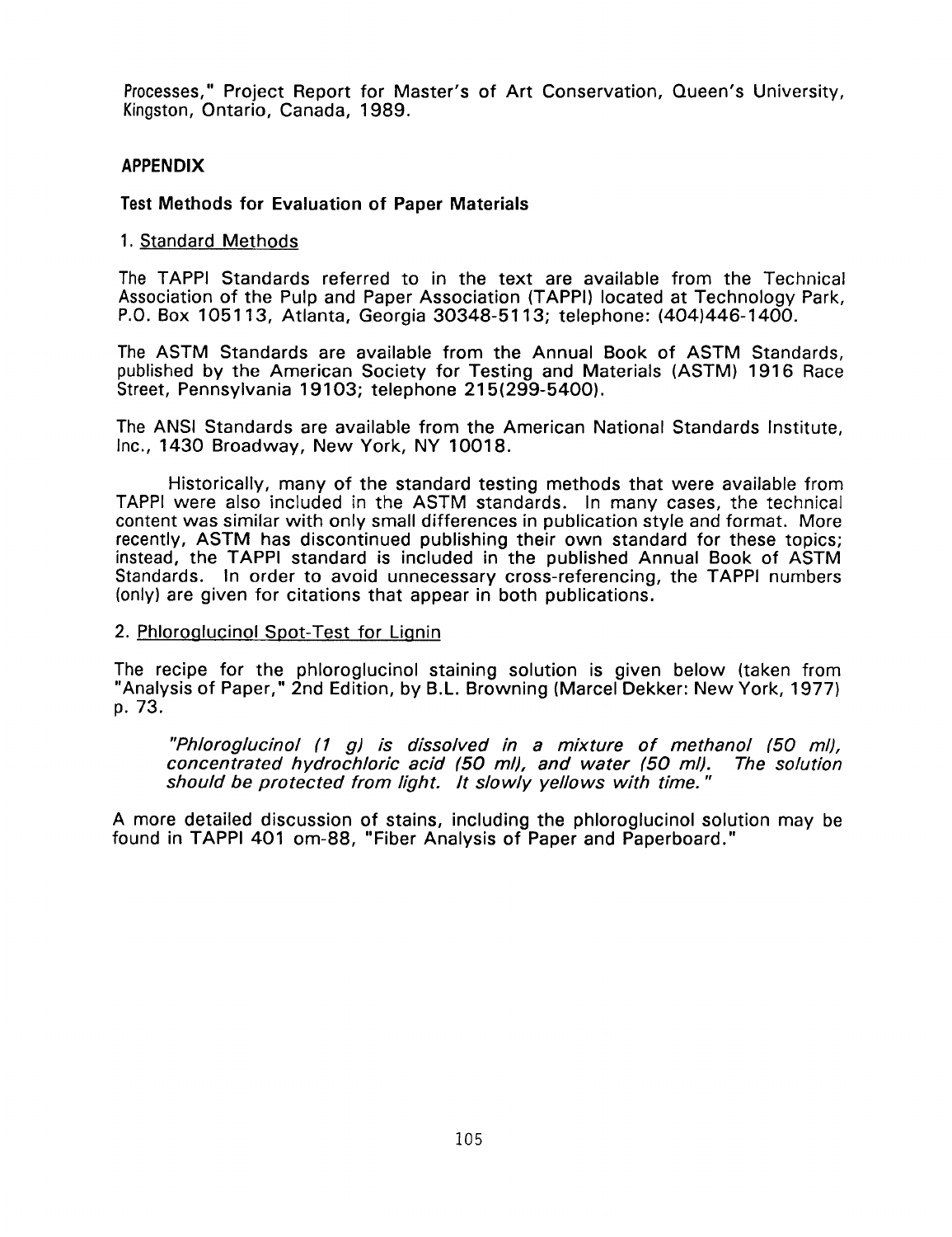Processes," Project Report for Master's of Art Conservation, Queen's University, Kingston, Ontario, Canada, 1989.

## APPENDIX

### Test Methods for Evaluation of Paper Materials

1. Standard Methods

The TAPPI Standards referred to in the text are available from the Technical Association of the Pulp and Paper Association (TAPPI) located at Technology Park, P.O. Box 105113, Atlanta, Georgia 30348-5113; telephone: (404)446-1400.

The ASTM Standards are available from the Annual Book of ASTM Standards, published by the American Society for Testing and Materials (ASTM) 1916 Race Street, Pennsylvania 19103; telephone 215(299-5400).

The ANSI Standards are available from the American National Standards Institute, Inc., 1430 Broadway, New York, NY 10018.

Historically, many of the standard testing methods that were available from TAPPI were also included in the ASTM standards. In many cases, the technical content was similar with only small differences in publication style and format. More recently, ASTM has discontinued publishing their own standard for these topics; instead, the TAPPI standard is included in the published Annual Book of ASTM Standards. In order to avoid unnecessary cross-referencing, the TAPPI numbers (only) are given for citations that appear in both publications.

2. Phloroglucinol Spot-Test for Lignin

The recipe for the phloroglucinol staining solution is given below (taken from "Analysis of Paper," 2nd Edition, by B.L. Browning (Marcel Dekker: New York, 1977) p. 73.

> *"Phloroglucinol (1 g) is dissolved in a mixture of methanol (50 ml), concentrated hydrochloric acid (50 ml), and water (50 ml). The solution should be protected from light. It slowly yellows with time."*

A more detailed discussion of stains, including the phloroglucinol solution may be found in TAPPI 401 om-88, "Fiber Analysis of Paper and Paperboard."